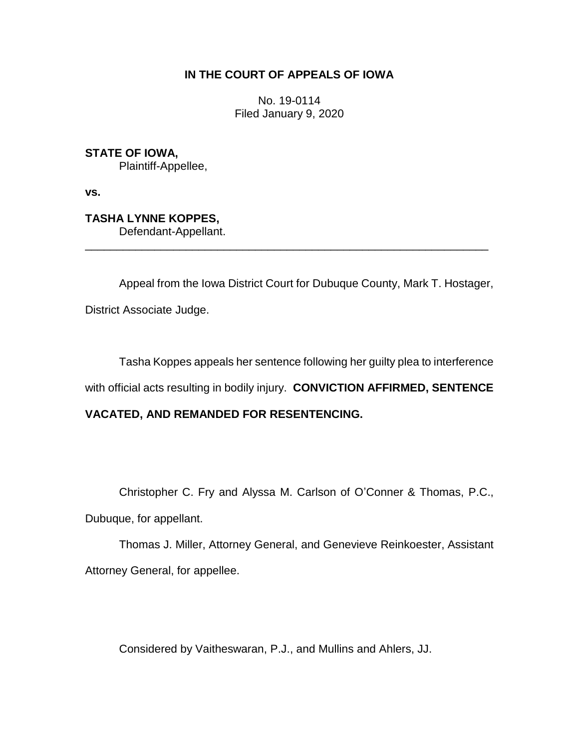**IN THE COURT OF APPEALS OF IOWA**

No. 19-0114
Filed January 9, 2020

**STATE OF IOWA,**
Plaintiff-Appellee,

**vs.**

**TASHA LYNNE KOPPES,**
Defendant-Appellant.

---

Appeal from the Iowa District Court for Dubuque County, Mark T. Hostager, District Associate Judge.

Tasha Koppes appeals her sentence following her guilty plea to interference with official acts resulting in bodily injury. **CONVICTION AFFIRMED, SENTENCE VACATED, AND REMANDED FOR RESENTENCING.**

Christopher C. Fry and Alyssa M. Carlson of O'Conner & Thomas, P.C., Dubuque, for appellant.

Thomas J. Miller, Attorney General, and Genevieve Reinkoester, Assistant Attorney General, for appellee.

Considered by Vaitheswaran, P.J., and Mullins and Ahlers, JJ.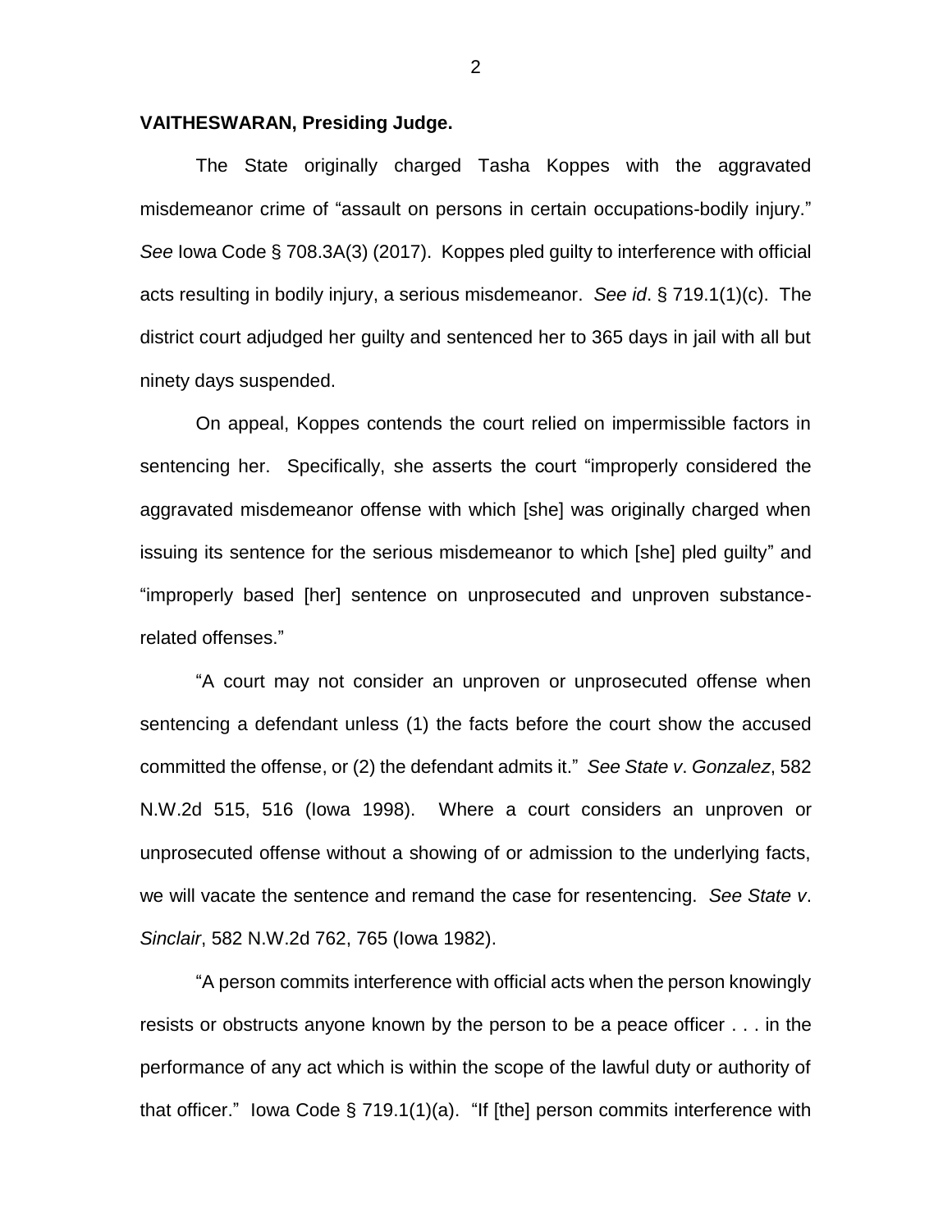**VAITHESWARAN, Presiding Judge.**

The State originally charged Tasha Koppes with the aggravated misdemeanor crime of "assault on persons in certain occupations-bodily injury." *See* Iowa Code § 708.3A(3) (2017). Koppes pled guilty to interference with official acts resulting in bodily injury, a serious misdemeanor. *See id*. § 719.1(1)(c). The district court adjudged her guilty and sentenced her to 365 days in jail with all but ninety days suspended.

On appeal, Koppes contends the court relied on impermissible factors in sentencing her. Specifically, she asserts the court "improperly considered the aggravated misdemeanor offense with which [she] was originally charged when issuing its sentence for the serious misdemeanor to which [she] pled guilty" and "improperly based [her] sentence on unprosecuted and unproven substance-related offenses."

"A court may not consider an unproven or unprosecuted offense when sentencing a defendant unless (1) the facts before the court show the accused committed the offense, or (2) the defendant admits it." *See State v*. *Gonzalez*, 582 N.W.2d 515, 516 (Iowa 1998). Where a court considers an unproven or unprosecuted offense without a showing of or admission to the underlying facts, we will vacate the sentence and remand the case for resentencing. *See State v*. *Sinclair*, 582 N.W.2d 762, 765 (Iowa 1982).

"A person commits interference with official acts when the person knowingly resists or obstructs anyone known by the person to be a peace officer . . . in the performance of any act which is within the scope of the lawful duty or authority of that officer." Iowa Code § 719.1(1)(a). "If [the] person commits interference with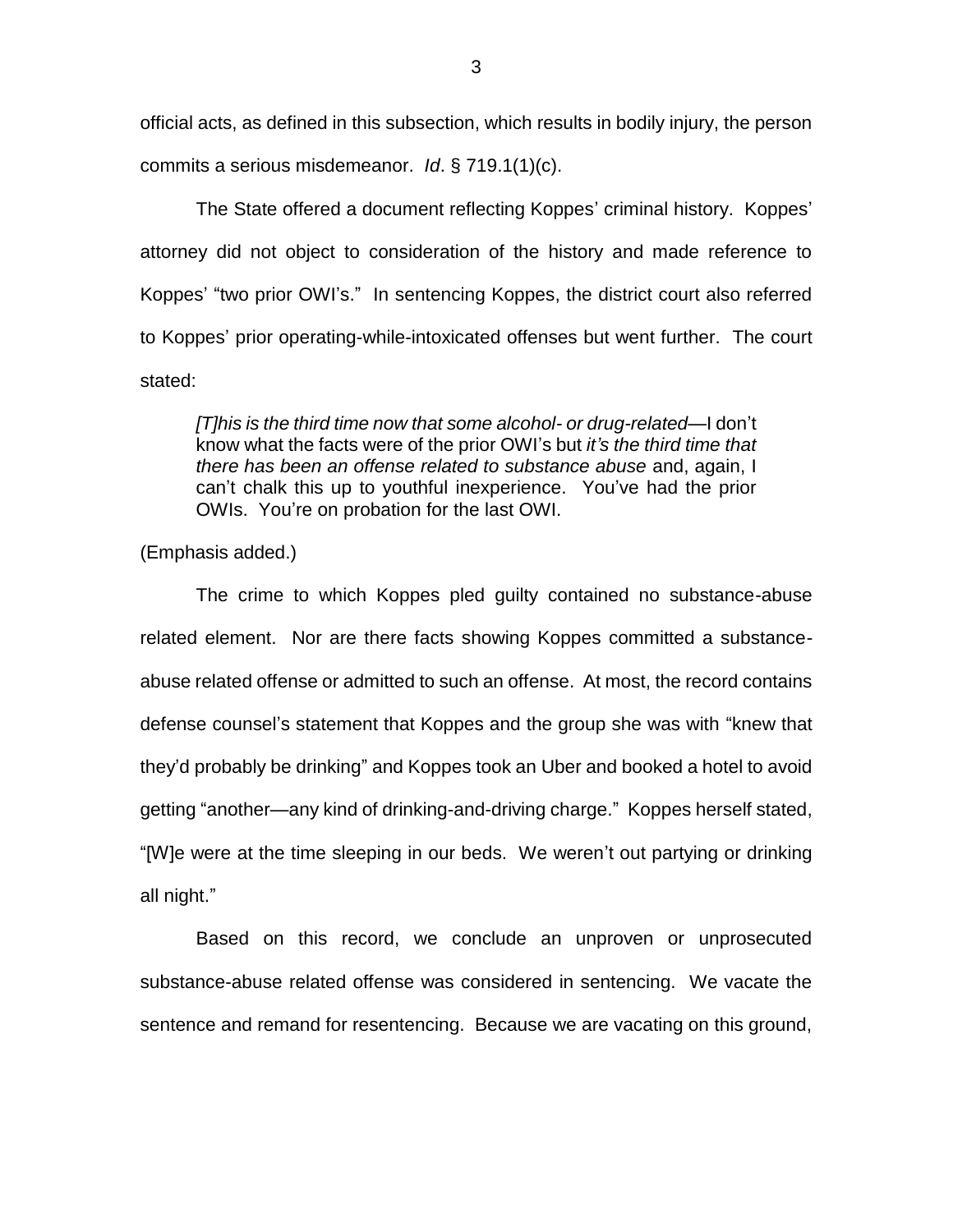official acts, as defined in this subsection, which results in bodily injury, the person commits a serious misdemeanor. *Id*. § 719.1(1)(c).

The State offered a document reflecting Koppes' criminal history. Koppes' attorney did not object to consideration of the history and made reference to Koppes' "two prior OWI's." In sentencing Koppes, the district court also referred to Koppes' prior operating-while-intoxicated offenses but went further. The court stated:

> *[T]his is the third time now that some alcohol- or drug-related*—I don't know what the facts were of the prior OWI's but *it's the third time that there has been an offense related to substance abuse* and, again, I can't chalk this up to youthful inexperience. You've had the prior OWIs. You're on probation for the last OWI.

(Emphasis added.)

The crime to which Koppes pled guilty contained no substance-abuse related element. Nor are there facts showing Koppes committed a substance-abuse related offense or admitted to such an offense. At most, the record contains defense counsel's statement that Koppes and the group she was with "knew that they'd probably be drinking" and Koppes took an Uber and booked a hotel to avoid getting "another—any kind of drinking-and-driving charge." Koppes herself stated, "[W]e were at the time sleeping in our beds. We weren't out partying or drinking all night."

Based on this record, we conclude an unproven or unprosecuted substance-abuse related offense was considered in sentencing. We vacate the sentence and remand for resentencing. Because we are vacating on this ground,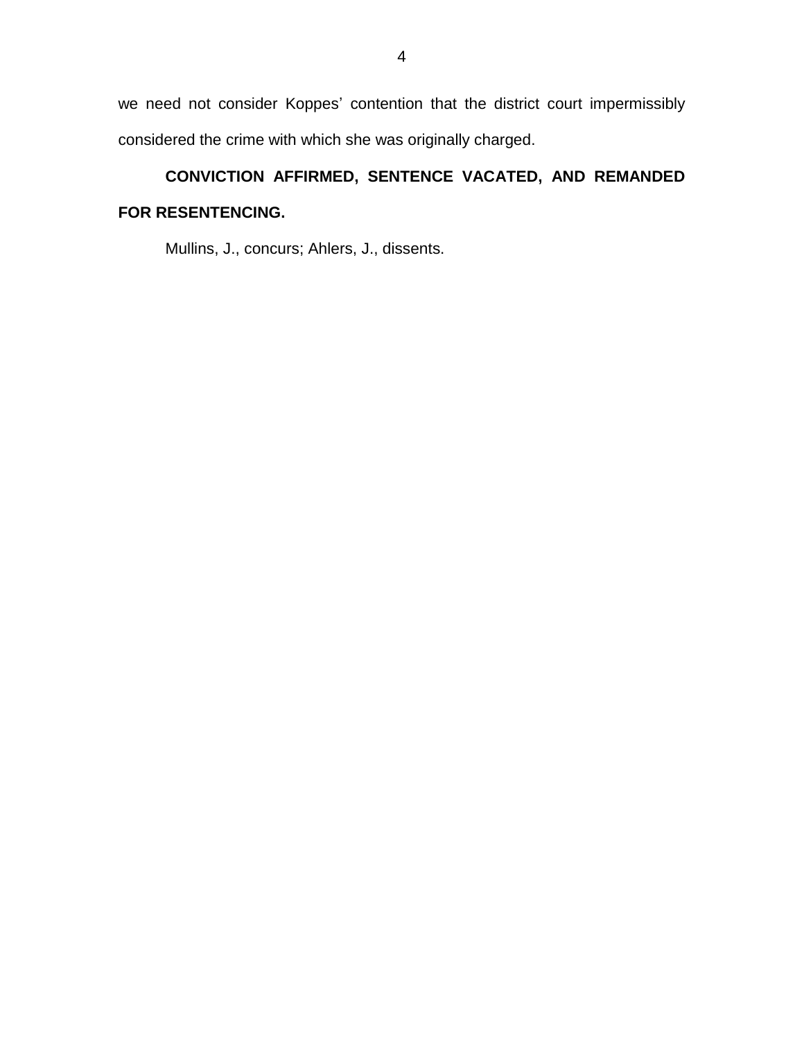we need not consider Koppes' contention that the district court impermissibly considered the crime with which she was originally charged.

**CONVICTION AFFIRMED, SENTENCE VACATED, AND REMANDED FOR RESENTENCING.**

Mullins, J., concurs; Ahlers, J., dissents.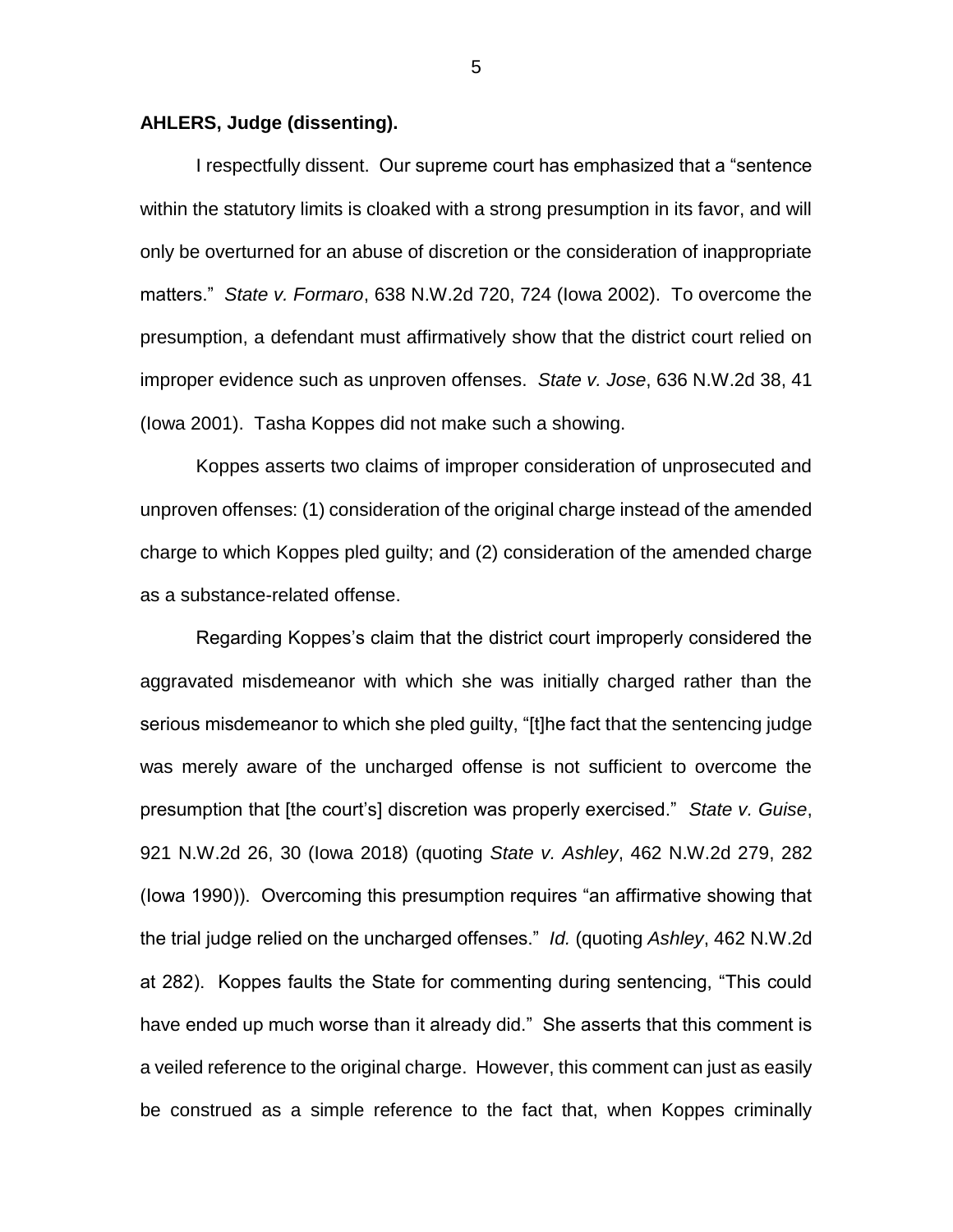**AHLERS, Judge (dissenting).**

I respectfully dissent. Our supreme court has emphasized that a "sentence within the statutory limits is cloaked with a strong presumption in its favor, and will only be overturned for an abuse of discretion or the consideration of inappropriate matters." *State v. Formaro*, 638 N.W.2d 720, 724 (Iowa 2002). To overcome the presumption, a defendant must affirmatively show that the district court relied on improper evidence such as unproven offenses. *State v. Jose*, 636 N.W.2d 38, 41 (Iowa 2001). Tasha Koppes did not make such a showing.

Koppes asserts two claims of improper consideration of unprosecuted and unproven offenses: (1) consideration of the original charge instead of the amended charge to which Koppes pled guilty; and (2) consideration of the amended charge as a substance-related offense.

Regarding Koppes's claim that the district court improperly considered the aggravated misdemeanor with which she was initially charged rather than the serious misdemeanor to which she pled guilty, "[t]he fact that the sentencing judge was merely aware of the uncharged offense is not sufficient to overcome the presumption that [the court's] discretion was properly exercised." *State v. Guise*, 921 N.W.2d 26, 30 (Iowa 2018) (quoting *State v. Ashley*, 462 N.W.2d 279, 282 (Iowa 1990)). Overcoming this presumption requires "an affirmative showing that the trial judge relied on the uncharged offenses." *Id.* (quoting *Ashley*, 462 N.W.2d at 282). Koppes faults the State for commenting during sentencing, "This could have ended up much worse than it already did." She asserts that this comment is a veiled reference to the original charge. However, this comment can just as easily be construed as a simple reference to the fact that, when Koppes criminally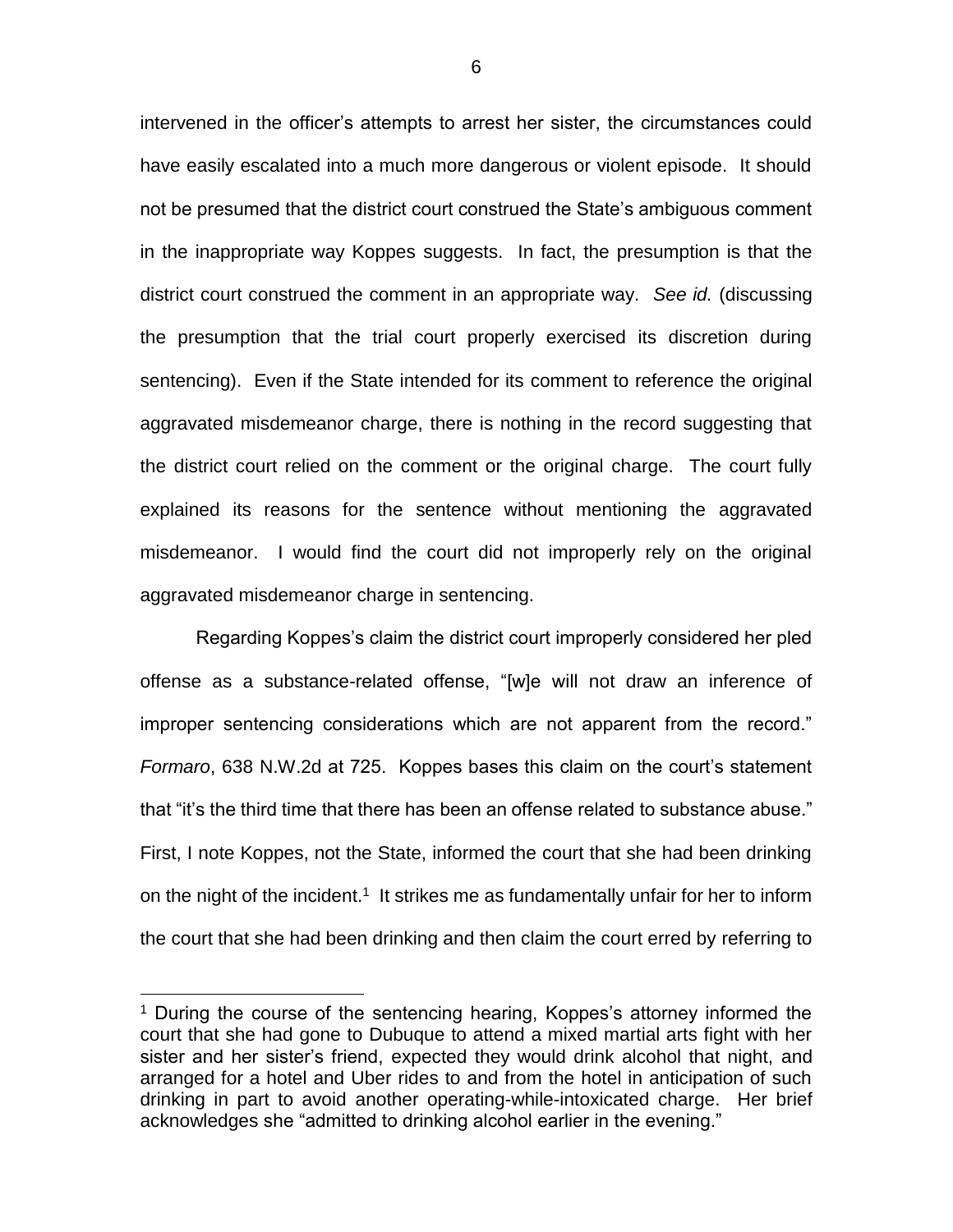intervened in the officer's attempts to arrest her sister, the circumstances could have easily escalated into a much more dangerous or violent episode. It should not be presumed that the district court construed the State's ambiguous comment in the inappropriate way Koppes suggests. In fact, the presumption is that the district court construed the comment in an appropriate way. *See id.* (discussing the presumption that the trial court properly exercised its discretion during sentencing). Even if the State intended for its comment to reference the original aggravated misdemeanor charge, there is nothing in the record suggesting that the district court relied on the comment or the original charge. The court fully explained its reasons for the sentence without mentioning the aggravated misdemeanor. I would find the court did not improperly rely on the original aggravated misdemeanor charge in sentencing.

Regarding Koppes's claim the district court improperly considered her pled offense as a substance-related offense, "[w]e will not draw an inference of improper sentencing considerations which are not apparent from the record." *Formaro*, 638 N.W.2d at 725. Koppes bases this claim on the court's statement that "it's the third time that there has been an offense related to substance abuse." First, I note Koppes, not the State, informed the court that she had been drinking on the night of the incident.[1] It strikes me as fundamentally unfair for her to inform the court that she had been drinking and then claim the court erred by referring to

[1] During the course of the sentencing hearing, Koppes's attorney informed the court that she had gone to Dubuque to attend a mixed martial arts fight with her sister and her sister's friend, expected they would drink alcohol that night, and arranged for a hotel and Uber rides to and from the hotel in anticipation of such drinking in part to avoid another operating-while-intoxicated charge. Her brief acknowledges she "admitted to drinking alcohol earlier in the evening."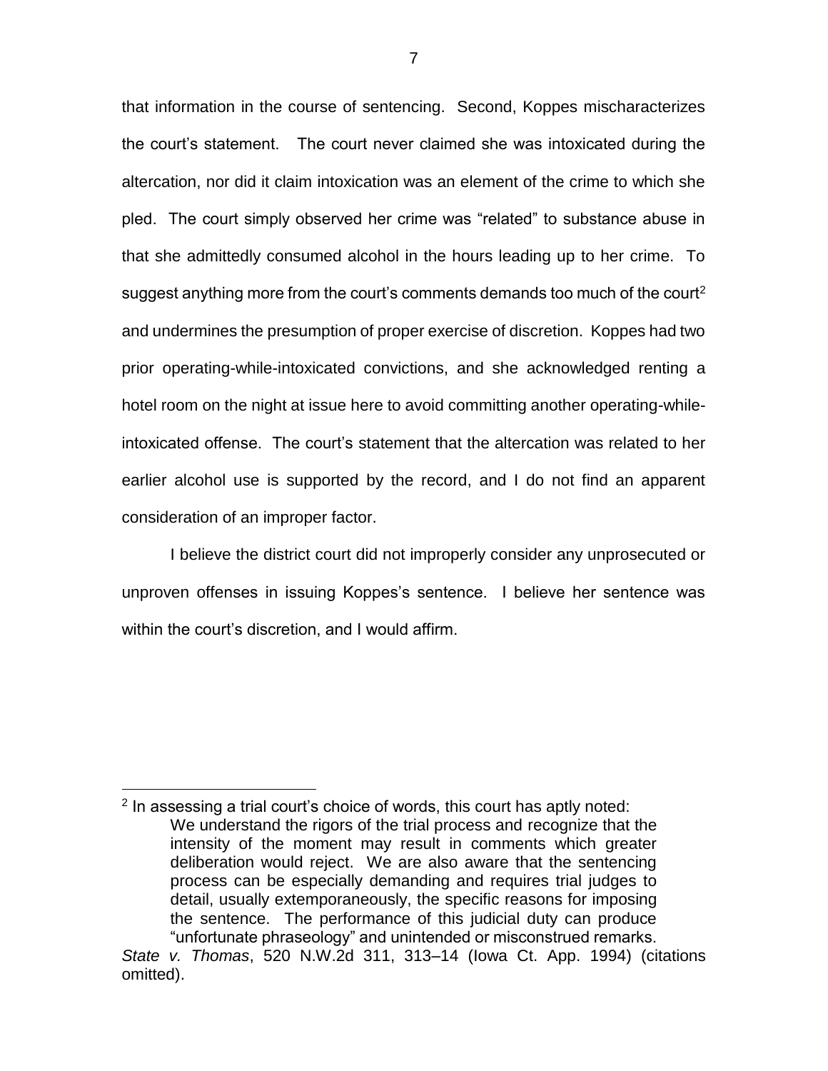that information in the course of sentencing. Second, Koppes mischaracterizes the court's statement. The court never claimed she was intoxicated during the altercation, nor did it claim intoxication was an element of the crime to which she pled. The court simply observed her crime was "related" to substance abuse in that she admittedly consumed alcohol in the hours leading up to her crime. To suggest anything more from the court's comments demands too much of the court[2] and undermines the presumption of proper exercise of discretion. Koppes had two prior operating-while-intoxicated convictions, and she acknowledged renting a hotel room on the night at issue here to avoid committing another operating-while-intoxicated offense. The court's statement that the altercation was related to her earlier alcohol use is supported by the record, and I do not find an apparent consideration of an improper factor.

I believe the district court did not improperly consider any unprosecuted or unproven offenses in issuing Koppes's sentence. I believe her sentence was within the court's discretion, and I would affirm.

---

[2] In assessing a trial court's choice of words, this court has aptly noted:

> We understand the rigors of the trial process and recognize that the intensity of the moment may result in comments which greater deliberation would reject. We are also aware that the sentencing process can be especially demanding and requires trial judges to detail, usually extemporaneously, the specific reasons for imposing the sentence. The performance of this judicial duty can produce "unfortunate phraseology" and unintended or misconstrued remarks.

*State v. Thomas*, 520 N.W.2d 311, 313–14 (Iowa Ct. App. 1994) (citations omitted).